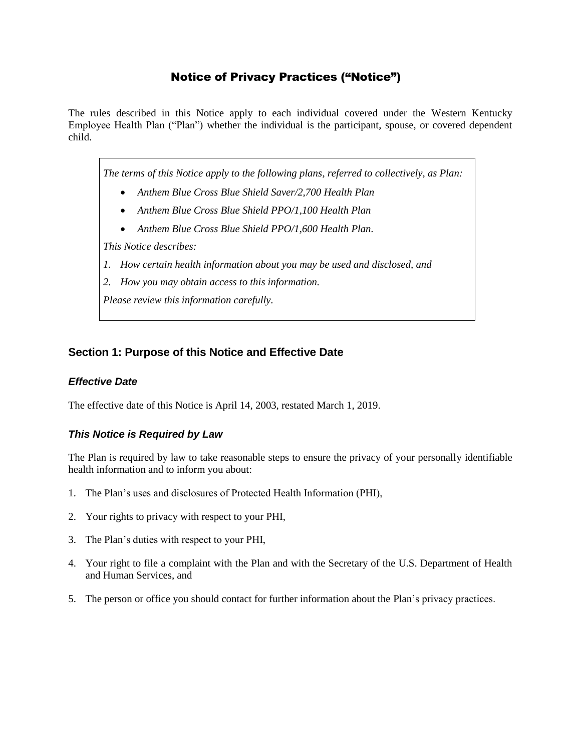# Notice of Privacy Practices ("Notice")

The rules described in this Notice apply to each individual covered under the Western Kentucky Employee Health Plan ("Plan") whether the individual is the participant, spouse, or covered dependent child.

> *The terms of this Notice apply to the following plans, referred to collectively, as Plan:*
>
> - *Anthem Blue Cross Blue Shield Saver/2,700 Health Plan*
> - *Anthem Blue Cross Blue Shield PPO/1,100 Health Plan*
> - *Anthem Blue Cross Blue Shield PPO/1,600 Health Plan.*
>
> *This Notice describes:*
>
> 1. *How certain health information about you may be used and disclosed, and*
> 2. *How you may obtain access to this information.*
>
> *Please review this information carefully.*

## Section 1: Purpose of this Notice and Effective Date

### *Effective Date*

The effective date of this Notice is April 14, 2003, restated March 1, 2019.

### *This Notice is Required by Law*

The Plan is required by law to take reasonable steps to ensure the privacy of your personally identifiable health information and to inform you about:

1. The Plan's uses and disclosures of Protected Health Information (PHI),
2. Your rights to privacy with respect to your PHI,
3. The Plan's duties with respect to your PHI,
4. Your right to file a complaint with the Plan and with the Secretary of the U.S. Department of Health and Human Services, and
5. The person or office you should contact for further information about the Plan's privacy practices.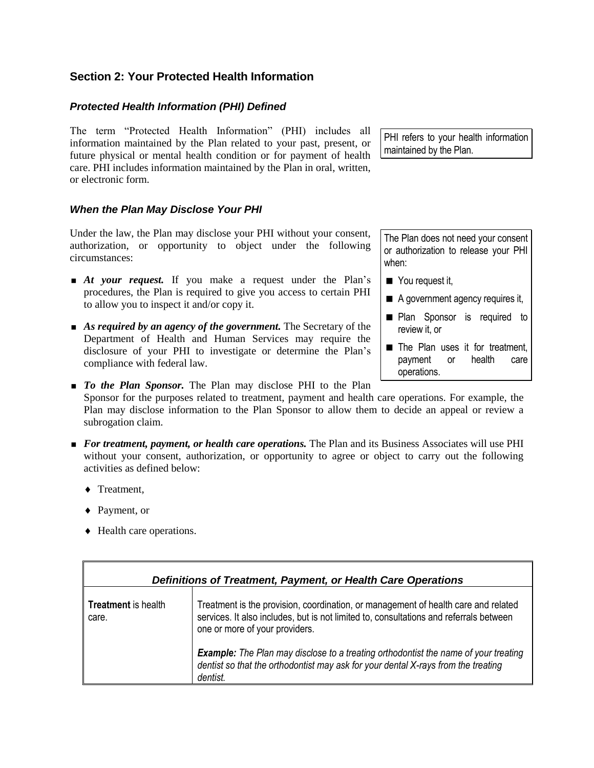## Section 2: Your Protected Health Information

### *Protected Health Information (PHI) Defined*

The term "Protected Health Information" (PHI) includes all information maintained by the Plan related to your past, present, or future physical or mental health condition or for payment of health care. PHI includes information maintained by the Plan in oral, written, or electronic form.

> PHI refers to your health information maintained by the Plan.

### *When the Plan May Disclose Your PHI*

Under the law, the Plan may disclose your PHI without your consent, authorization, or opportunity to object under the following circumstances:

> The Plan does not need your consent or authorization to release your PHI when:
>
> - You request it,
> - A government agency requires it,
> - Plan Sponsor is required to review it, or
> - The Plan uses it for treatment, payment or health care operations.

- ***At your request.*** If you make a request under the Plan's procedures, the Plan is required to give you access to certain PHI to allow you to inspect it and/or copy it.
- ***As required by an agency of the government.*** The Secretary of the Department of Health and Human Services may require the disclosure of your PHI to investigate or determine the Plan's compliance with federal law.
- ***To the Plan Sponsor.*** The Plan may disclose PHI to the Plan Sponsor for the purposes related to treatment, payment and health care operations. For example, the Plan may disclose information to the Plan Sponsor to allow them to decide an appeal or review a subrogation claim.
- ***For treatment, payment, or health care operations.*** The Plan and its Business Associates will use PHI without your consent, authorization, or opportunity to agree or object to carry out the following activities as defined below:
  - Treatment,
  - Payment, or
  - Health care operations.

| ***Definitions of Treatment, Payment, or Health Care Operations*** | |
|---|---|
| **Treatment** is health care. | Treatment is the provision, coordination, or management of health care and related services. It also includes, but is not limited to, consultations and referrals between one or more of your providers.<br><br>***Example:*** *The Plan may disclose to a treating orthodontist the name of your treating dentist so that the orthodontist may ask for your dental X-rays from the treating dentist.* |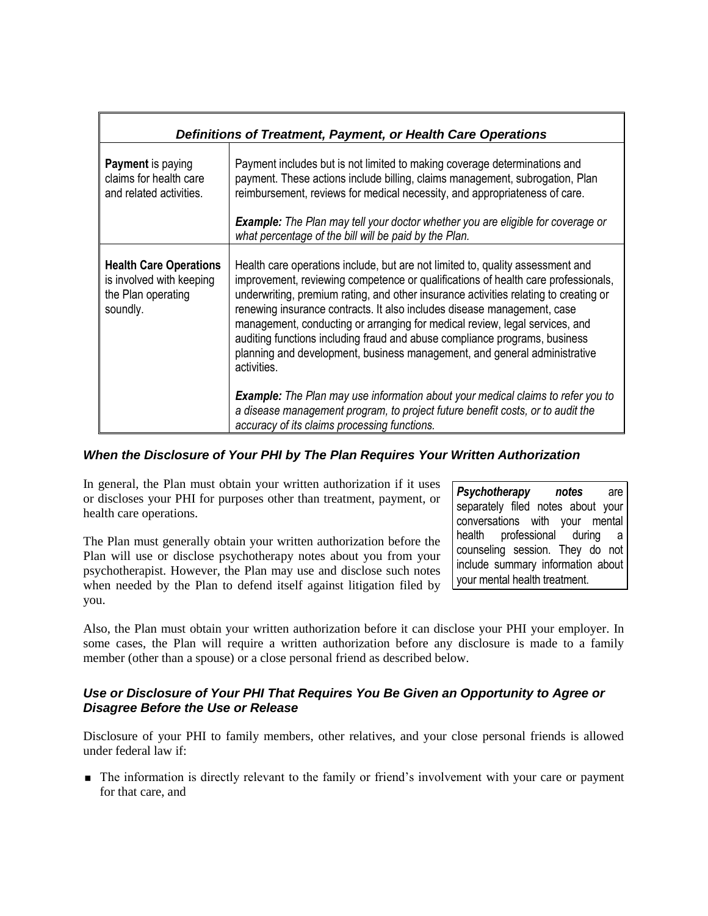| *Definitions of Treatment, Payment, or Health Care Operations* | |
|---|---|
| **Payment** is paying claims for health care and related activities. | Payment includes but is not limited to making coverage determinations and payment. These actions include billing, claims management, subrogation, Plan reimbursement, reviews for medical necessity, and appropriateness of care.<br><br>***Example:*** *The Plan may tell your doctor whether you are eligible for coverage or what percentage of the bill will be paid by the Plan.* |
| **Health Care Operations** is involved with keeping the Plan operating soundly. | Health care operations include, but are not limited to, quality assessment and improvement, reviewing competence or qualifications of health care professionals, underwriting, premium rating, and other insurance activities relating to creating or renewing insurance contracts. It also includes disease management, case management, conducting or arranging for medical review, legal services, and auditing functions including fraud and abuse compliance programs, business planning and development, business management, and general administrative activities.<br><br>***Example:*** *The Plan may use information about your medical claims to refer you to a disease management program, to project future benefit costs, or to audit the accuracy of its claims processing functions.* |

### *When the Disclosure of Your PHI by The Plan Requires Your Written Authorization*

In general, the Plan must obtain your written authorization if it uses or discloses your PHI for purposes other than treatment, payment, or health care operations.

The Plan must generally obtain your written authorization before the Plan will use or disclose psychotherapy notes about you from your psychotherapist. However, the Plan may use and disclose such notes when needed by the Plan to defend itself against litigation filed by you.

> ***Psychotherapy notes*** are separately filed notes about your conversations with your mental health professional during a counseling session. They do not include summary information about your mental health treatment.

Also, the Plan must obtain your written authorization before it can disclose your PHI your employer. In some cases, the Plan will require a written authorization before any disclosure is made to a family member (other than a spouse) or a close personal friend as described below.

### *Use or Disclosure of Your PHI That Requires You Be Given an Opportunity to Agree or Disagree Before the Use or Release*

Disclosure of your PHI to family members, other relatives, and your close personal friends is allowed under federal law if:

- The information is directly relevant to the family or friend's involvement with your care or payment for that care, and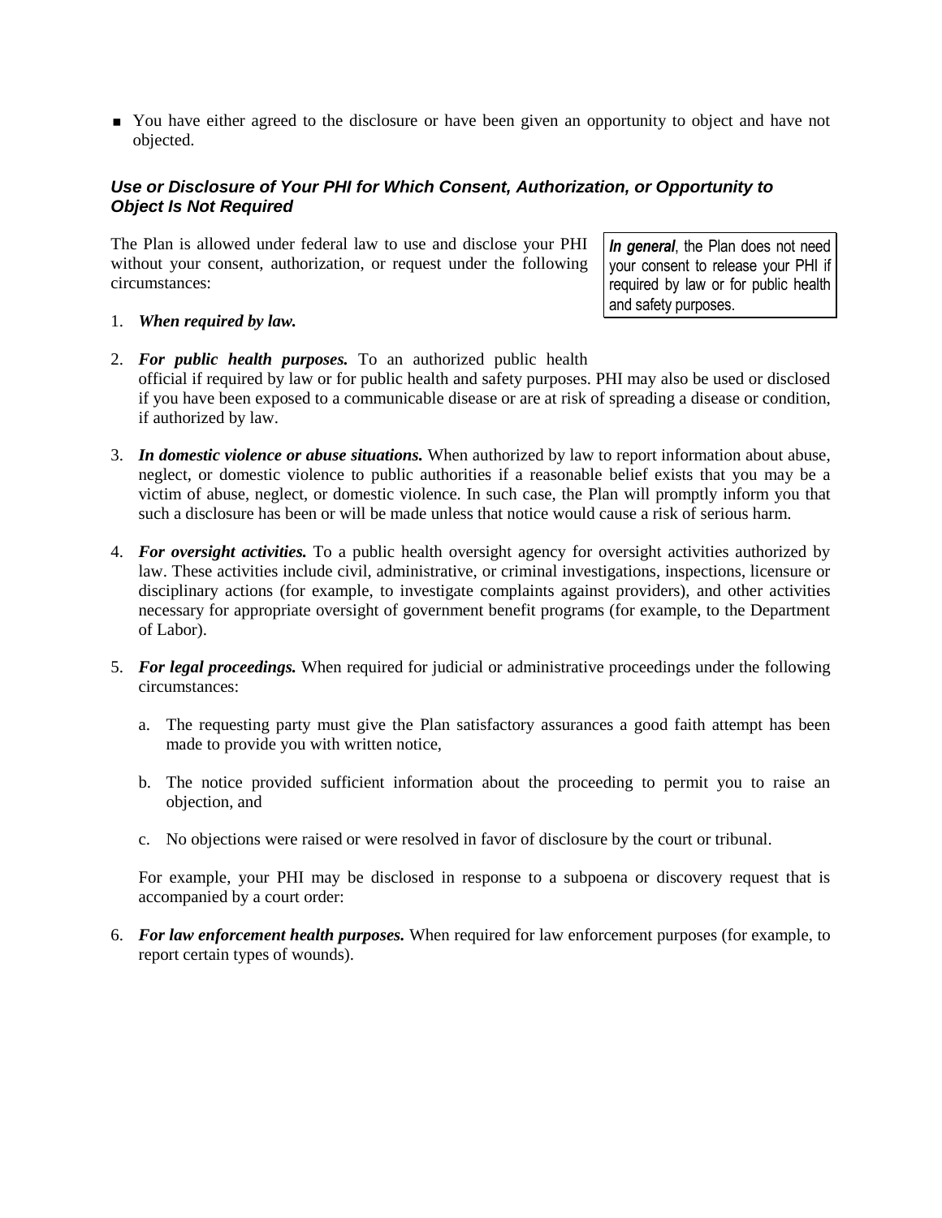- You have either agreed to the disclosure or have been given an opportunity to object and have not objected.

### *Use or Disclosure of Your PHI for Which Consent, Authorization, or Opportunity to Object Is Not Required*

The Plan is allowed under federal law to use and disclose your PHI without your consent, authorization, or request under the following circumstances:

> ***In general***, the Plan does not need your consent to release your PHI if required by law or for public health and safety purposes.

1. ***When required by law.***

2. ***For public health purposes.*** To an authorized public health official if required by law or for public health and safety purposes. PHI may also be used or disclosed if you have been exposed to a communicable disease or are at risk of spreading a disease or condition, if authorized by law.

3. ***In domestic violence or abuse situations.*** When authorized by law to report information about abuse, neglect, or domestic violence to public authorities if a reasonable belief exists that you may be a victim of abuse, neglect, or domestic violence. In such case, the Plan will promptly inform you that such a disclosure has been or will be made unless that notice would cause a risk of serious harm.

4. ***For oversight activities.*** To a public health oversight agency for oversight activities authorized by law. These activities include civil, administrative, or criminal investigations, inspections, licensure or disciplinary actions (for example, to investigate complaints against providers), and other activities necessary for appropriate oversight of government benefit programs (for example, to the Department of Labor).

5. ***For legal proceedings.*** When required for judicial or administrative proceedings under the following circumstances:

   a. The requesting party must give the Plan satisfactory assurances a good faith attempt has been made to provide you with written notice,

   b. The notice provided sufficient information about the proceeding to permit you to raise an objection, and

   c. No objections were raised or were resolved in favor of disclosure by the court or tribunal.

   For example, your PHI may be disclosed in response to a subpoena or discovery request that is accompanied by a court order:

6. ***For law enforcement health purposes.*** When required for law enforcement purposes (for example, to report certain types of wounds).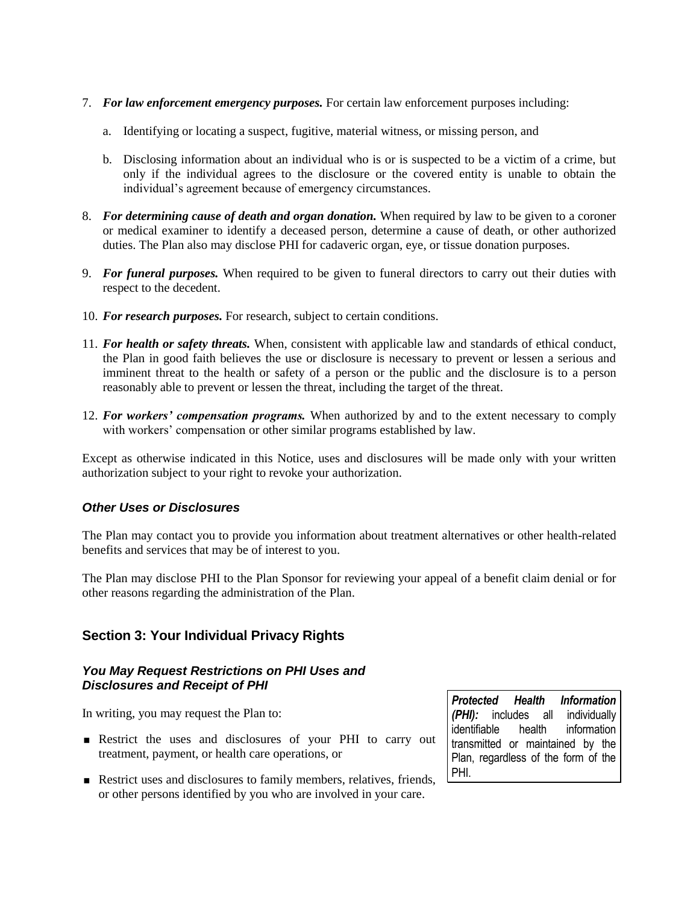7. ***For law enforcement emergency purposes.*** For certain law enforcement purposes including:

   a. Identifying or locating a suspect, fugitive, material witness, or missing person, and

   b. Disclosing information about an individual who is or is suspected to be a victim of a crime, but only if the individual agrees to the disclosure or the covered entity is unable to obtain the individual's agreement because of emergency circumstances.

8. ***For determining cause of death and organ donation.*** When required by law to be given to a coroner or medical examiner to identify a deceased person, determine a cause of death, or other authorized duties. The Plan also may disclose PHI for cadaveric organ, eye, or tissue donation purposes.

9. ***For funeral purposes.*** When required to be given to funeral directors to carry out their duties with respect to the decedent.

10. ***For research purposes.*** For research, subject to certain conditions.

11. ***For health or safety threats.*** When, consistent with applicable law and standards of ethical conduct, the Plan in good faith believes the use or disclosure is necessary to prevent or lessen a serious and imminent threat to the health or safety of a person or the public and the disclosure is to a person reasonably able to prevent or lessen the threat, including the target of the threat.

12. ***For workers' compensation programs.*** When authorized by and to the extent necessary to comply with workers' compensation or other similar programs established by law.

Except as otherwise indicated in this Notice, uses and disclosures will be made only with your written authorization subject to your right to revoke your authorization.

### *Other Uses or Disclosures*

The Plan may contact you to provide you information about treatment alternatives or other health-related benefits and services that may be of interest to you.

The Plan may disclose PHI to the Plan Sponsor for reviewing your appeal of a benefit claim denial or for other reasons regarding the administration of the Plan.

## Section 3: Your Individual Privacy Rights

### *You May Request Restrictions on PHI Uses and Disclosures and Receipt of PHI*

In writing, you may request the Plan to:

- Restrict the uses and disclosures of your PHI to carry out treatment, payment, or health care operations, or
- Restrict uses and disclosures to family members, relatives, friends, or other persons identified by you who are involved in your care.

***Protected Health Information (PHI):*** includes all individually identifiable health information transmitted or maintained by the Plan, regardless of the form of the PHI.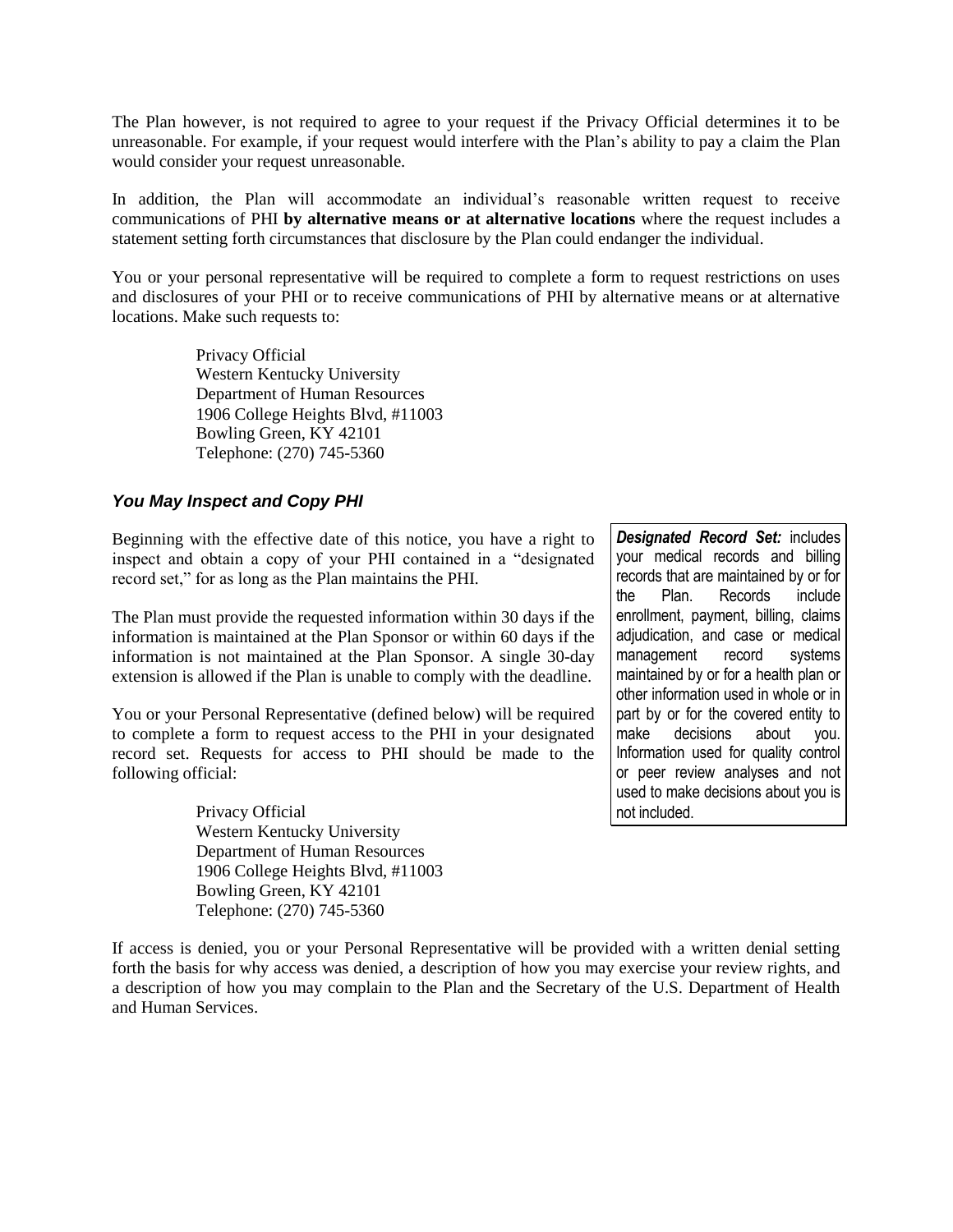The Plan however, is not required to agree to your request if the Privacy Official determines it to be unreasonable. For example, if your request would interfere with the Plan's ability to pay a claim the Plan would consider your request unreasonable.

In addition, the Plan will accommodate an individual's reasonable written request to receive communications of PHI **by alternative means or at alternative locations** where the request includes a statement setting forth circumstances that disclosure by the Plan could endanger the individual.

You or your personal representative will be required to complete a form to request restrictions on uses and disclosures of your PHI or to receive communications of PHI by alternative means or at alternative locations. Make such requests to:

> Privacy Official
> Western Kentucky University
> Department of Human Resources
> 1906 College Heights Blvd, #11003
> Bowling Green, KY 42101
> Telephone: (270) 745-5360

### *You May Inspect and Copy PHI*

Beginning with the effective date of this notice, you have a right to inspect and obtain a copy of your PHI contained in a "designated record set," for as long as the Plan maintains the PHI.

> ***Designated Record Set:*** includes your medical records and billing records that are maintained by or for the Plan. Records include enrollment, payment, billing, claims adjudication, and case or medical management record systems maintained by or for a health plan or other information used in whole or in part by or for the covered entity to make decisions about you. Information used for quality control or peer review analyses and not used to make decisions about you is not included.

The Plan must provide the requested information within 30 days if the information is maintained at the Plan Sponsor or within 60 days if the information is not maintained at the Plan Sponsor. A single 30-day extension is allowed if the Plan is unable to comply with the deadline.

You or your Personal Representative (defined below) will be required to complete a form to request access to the PHI in your designated record set. Requests for access to PHI should be made to the following official:

> Privacy Official
> Western Kentucky University
> Department of Human Resources
> 1906 College Heights Blvd, #11003
> Bowling Green, KY 42101
> Telephone: (270) 745-5360

If access is denied, you or your Personal Representative will be provided with a written denial setting forth the basis for why access was denied, a description of how you may exercise your review rights, and a description of how you may complain to the Plan and the Secretary of the U.S. Department of Health and Human Services.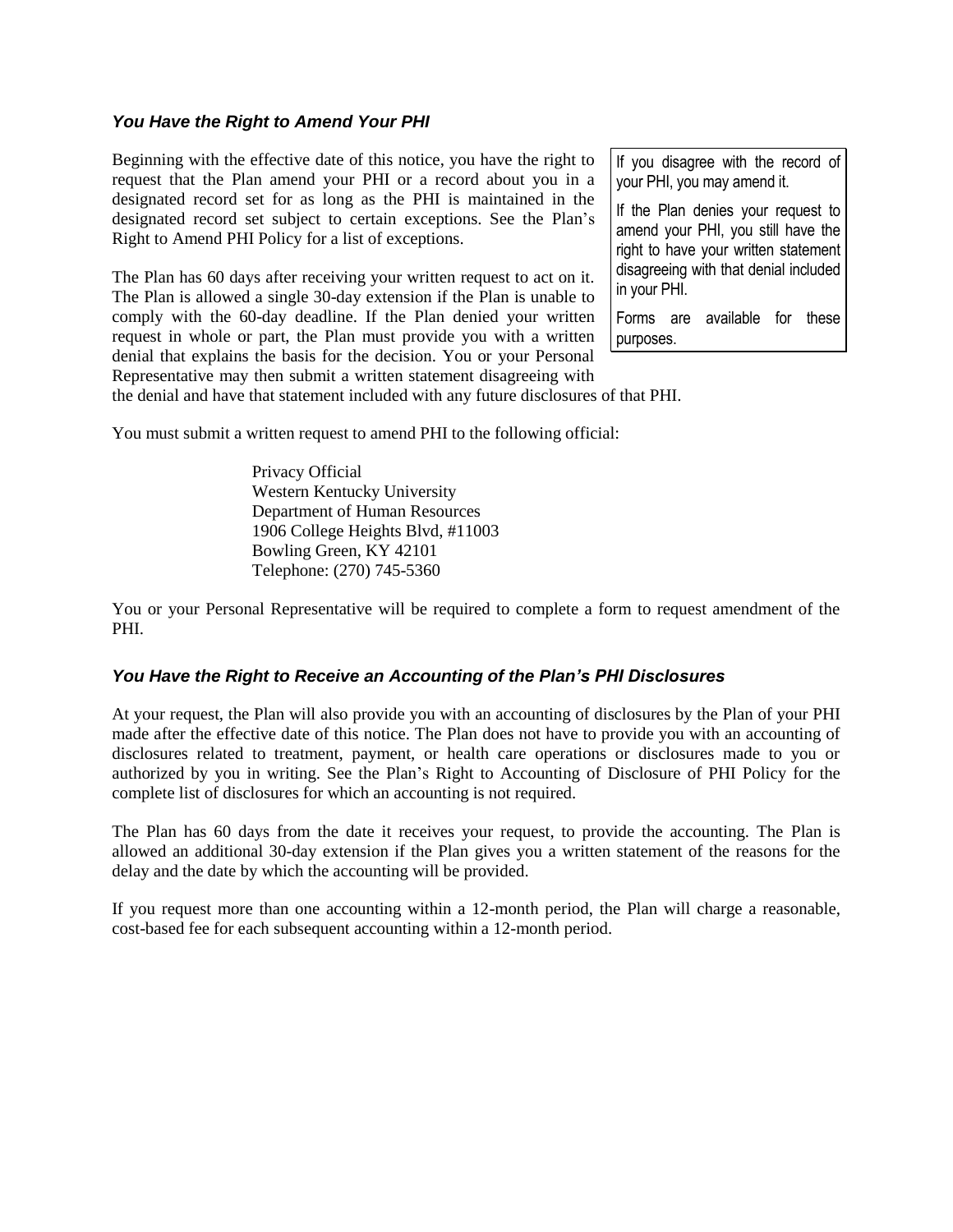### *You Have the Right to Amend Your PHI*

Beginning with the effective date of this notice, you have the right to request that the Plan amend your PHI or a record about you in a designated record set for as long as the PHI is maintained in the designated record set subject to certain exceptions. See the Plan's Right to Amend PHI Policy for a list of exceptions.

> If you disagree with the record of your PHI, you may amend it.
>
> If the Plan denies your request to amend your PHI, you still have the right to have your written statement disagreeing with that denial included in your PHI.
>
> Forms are available for these purposes.

The Plan has 60 days after receiving your written request to act on it. The Plan is allowed a single 30-day extension if the Plan is unable to comply with the 60-day deadline. If the Plan denied your written request in whole or part, the Plan must provide you with a written denial that explains the basis for the decision. You or your Personal Representative may then submit a written statement disagreeing with the denial and have that statement included with any future disclosures of that PHI.

You must submit a written request to amend PHI to the following official:

Privacy Official
Western Kentucky University
Department of Human Resources
1906 College Heights Blvd, #11003
Bowling Green, KY 42101
Telephone: (270) 745-5360

You or your Personal Representative will be required to complete a form to request amendment of the PHI.

### *You Have the Right to Receive an Accounting of the Plan's PHI Disclosures*

At your request, the Plan will also provide you with an accounting of disclosures by the Plan of your PHI made after the effective date of this notice. The Plan does not have to provide you with an accounting of disclosures related to treatment, payment, or health care operations or disclosures made to you or authorized by you in writing. See the Plan's Right to Accounting of Disclosure of PHI Policy for the complete list of disclosures for which an accounting is not required.

The Plan has 60 days from the date it receives your request, to provide the accounting. The Plan is allowed an additional 30-day extension if the Plan gives you a written statement of the reasons for the delay and the date by which the accounting will be provided.

If you request more than one accounting within a 12-month period, the Plan will charge a reasonable, cost-based fee for each subsequent accounting within a 12-month period.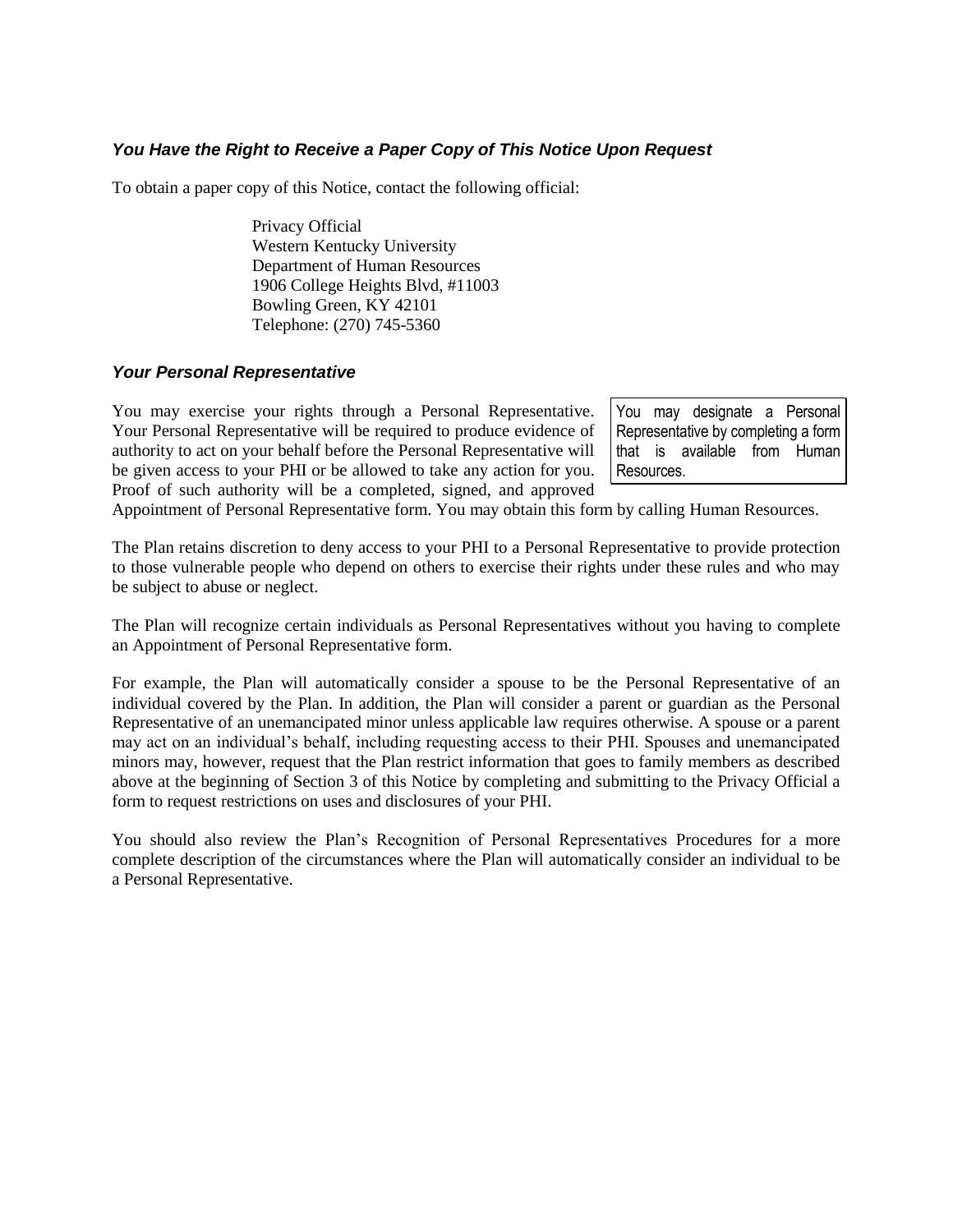### *You Have the Right to Receive a Paper Copy of This Notice Upon Request*

To obtain a paper copy of this Notice, contact the following official:

> Privacy Official
> Western Kentucky University
> Department of Human Resources
> 1906 College Heights Blvd, #11003
> Bowling Green, KY 42101
> Telephone: (270) 745-5360

### *Your Personal Representative*

> You may designate a Personal Representative by completing a form that is available from Human Resources.

You may exercise your rights through a Personal Representative. Your Personal Representative will be required to produce evidence of authority to act on your behalf before the Personal Representative will be given access to your PHI or be allowed to take any action for you. Proof of such authority will be a completed, signed, and approved Appointment of Personal Representative form. You may obtain this form by calling Human Resources.

The Plan retains discretion to deny access to your PHI to a Personal Representative to provide protection to those vulnerable people who depend on others to exercise their rights under these rules and who may be subject to abuse or neglect.

The Plan will recognize certain individuals as Personal Representatives without you having to complete an Appointment of Personal Representative form.

For example, the Plan will automatically consider a spouse to be the Personal Representative of an individual covered by the Plan. In addition, the Plan will consider a parent or guardian as the Personal Representative of an unemancipated minor unless applicable law requires otherwise. A spouse or a parent may act on an individual's behalf, including requesting access to their PHI. Spouses and unemancipated minors may, however, request that the Plan restrict information that goes to family members as described above at the beginning of Section 3 of this Notice by completing and submitting to the Privacy Official a form to request restrictions on uses and disclosures of your PHI.

You should also review the Plan's Recognition of Personal Representatives Procedures for a more complete description of the circumstances where the Plan will automatically consider an individual to be a Personal Representative.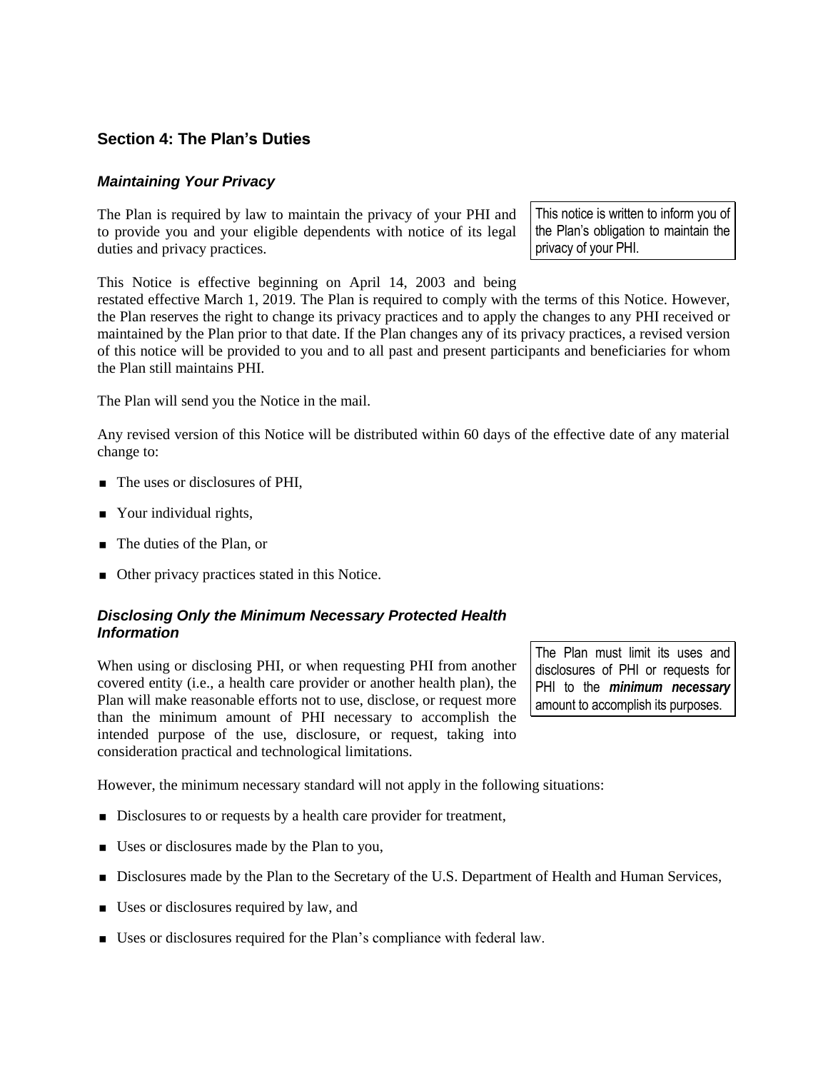## Section 4: The Plan's Duties

### *Maintaining Your Privacy*

The Plan is required by law to maintain the privacy of your PHI and to provide you and your eligible dependents with notice of its legal duties and privacy practices.

> This notice is written to inform you of the Plan's obligation to maintain the privacy of your PHI.

This Notice is effective beginning on April 14, 2003 and being restated effective March 1, 2019. The Plan is required to comply with the terms of this Notice. However, the Plan reserves the right to change its privacy practices and to apply the changes to any PHI received or maintained by the Plan prior to that date. If the Plan changes any of its privacy practices, a revised version of this notice will be provided to you and to all past and present participants and beneficiaries for whom the Plan still maintains PHI.

The Plan will send you the Notice in the mail.

Any revised version of this Notice will be distributed within 60 days of the effective date of any material change to:

- The uses or disclosures of PHI,
- Your individual rights,
- The duties of the Plan, or
- Other privacy practices stated in this Notice.

### *Disclosing Only the Minimum Necessary Protected Health Information*

When using or disclosing PHI, or when requesting PHI from another covered entity (i.e., a health care provider or another health plan), the Plan will make reasonable efforts not to use, disclose, or request more than the minimum amount of PHI necessary to accomplish the intended purpose of the use, disclosure, or request, taking into consideration practical and technological limitations.

> The Plan must limit its uses and disclosures of PHI or requests for PHI to the ***minimum necessary*** amount to accomplish its purposes.

However, the minimum necessary standard will not apply in the following situations:

- Disclosures to or requests by a health care provider for treatment,
- Uses or disclosures made by the Plan to you,
- Disclosures made by the Plan to the Secretary of the U.S. Department of Health and Human Services,
- Uses or disclosures required by law, and
- Uses or disclosures required for the Plan's compliance with federal law.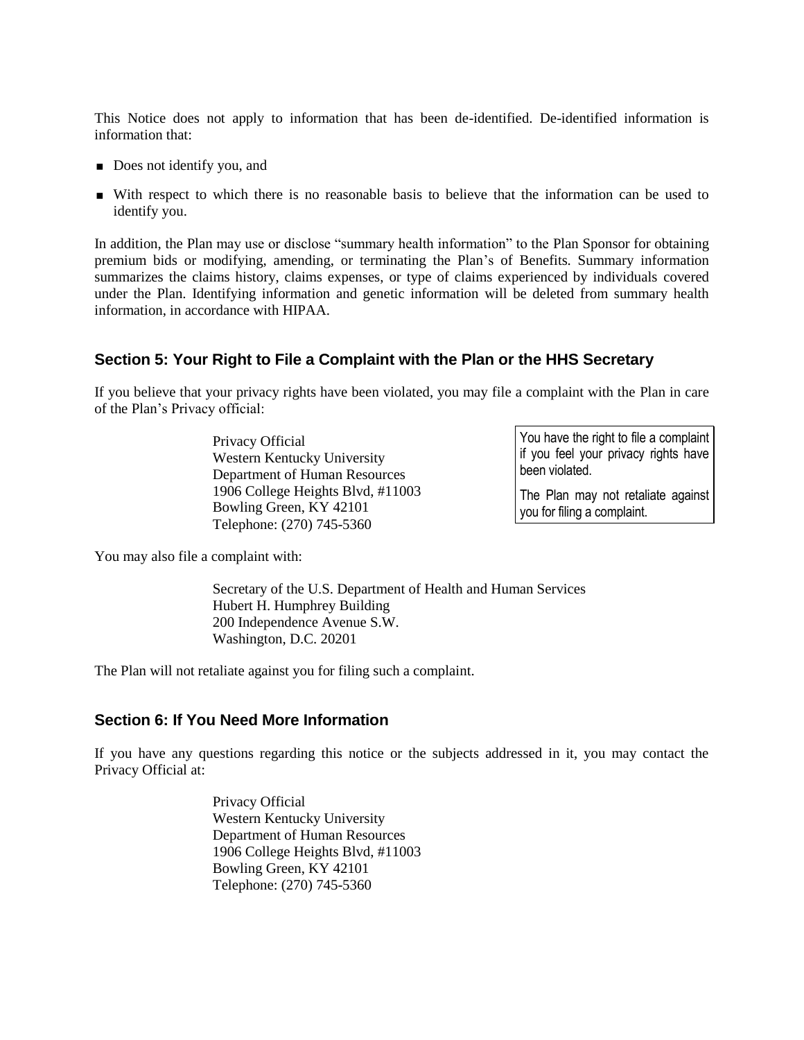This Notice does not apply to information that has been de-identified. De-identified information is information that:

- Does not identify you, and
- With respect to which there is no reasonable basis to believe that the information can be used to identify you.

In addition, the Plan may use or disclose "summary health information" to the Plan Sponsor for obtaining premium bids or modifying, amending, or terminating the Plan's of Benefits. Summary information summarizes the claims history, claims expenses, or type of claims experienced by individuals covered under the Plan. Identifying information and genetic information will be deleted from summary health information, in accordance with HIPAA.

## Section 5: Your Right to File a Complaint with the Plan or the HHS Secretary

If you believe that your privacy rights have been violated, you may file a complaint with the Plan in care of the Plan's Privacy official:

Privacy Official
Western Kentucky University
Department of Human Resources
1906 College Heights Blvd, #11003
Bowling Green, KY 42101
Telephone: (270) 745-5360

> You have the right to file a complaint if you feel your privacy rights have been violated.
>
> The Plan may not retaliate against you for filing a complaint.

You may also file a complaint with:

Secretary of the U.S. Department of Health and Human Services
Hubert H. Humphrey Building
200 Independence Avenue S.W.
Washington, D.C. 20201

The Plan will not retaliate against you for filing such a complaint.

## Section 6: If You Need More Information

If you have any questions regarding this notice or the subjects addressed in it, you may contact the Privacy Official at:

Privacy Official
Western Kentucky University
Department of Human Resources
1906 College Heights Blvd, #11003
Bowling Green, KY 42101
Telephone: (270) 745-5360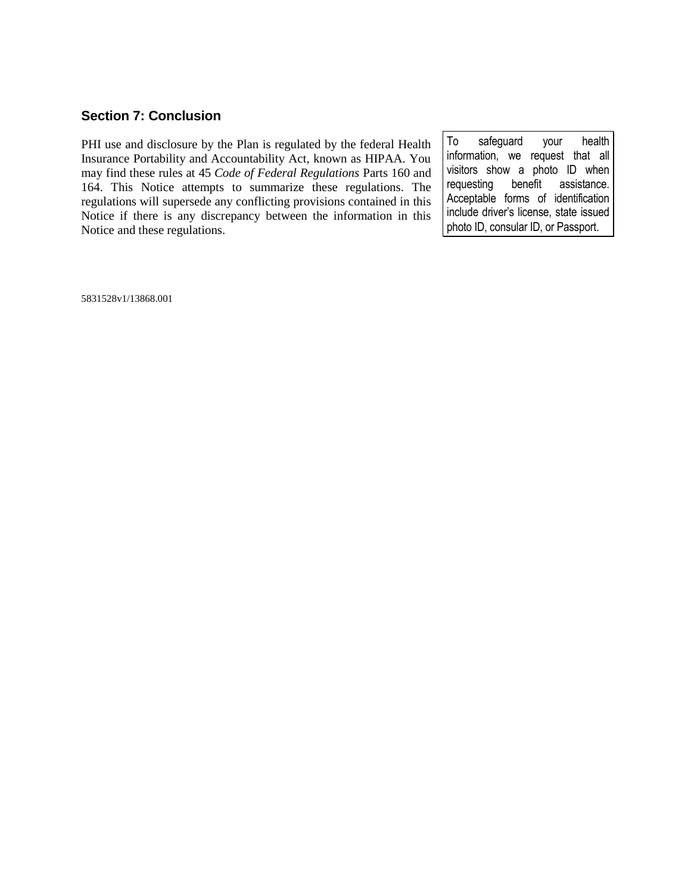## Section 7: Conclusion

PHI use and disclosure by the Plan is regulated by the federal Health Insurance Portability and Accountability Act, known as HIPAA. You may find these rules at 45 *Code of Federal Regulations* Parts 160 and 164. This Notice attempts to summarize these regulations. The regulations will supersede any conflicting provisions contained in this Notice if there is any discrepancy between the information in this Notice and these regulations.

> To safeguard your health information, we request that all visitors show a photo ID when requesting benefit assistance. Acceptable forms of identification include driver's license, state issued photo ID, consular ID, or Passport.

5831528v1/13868.001